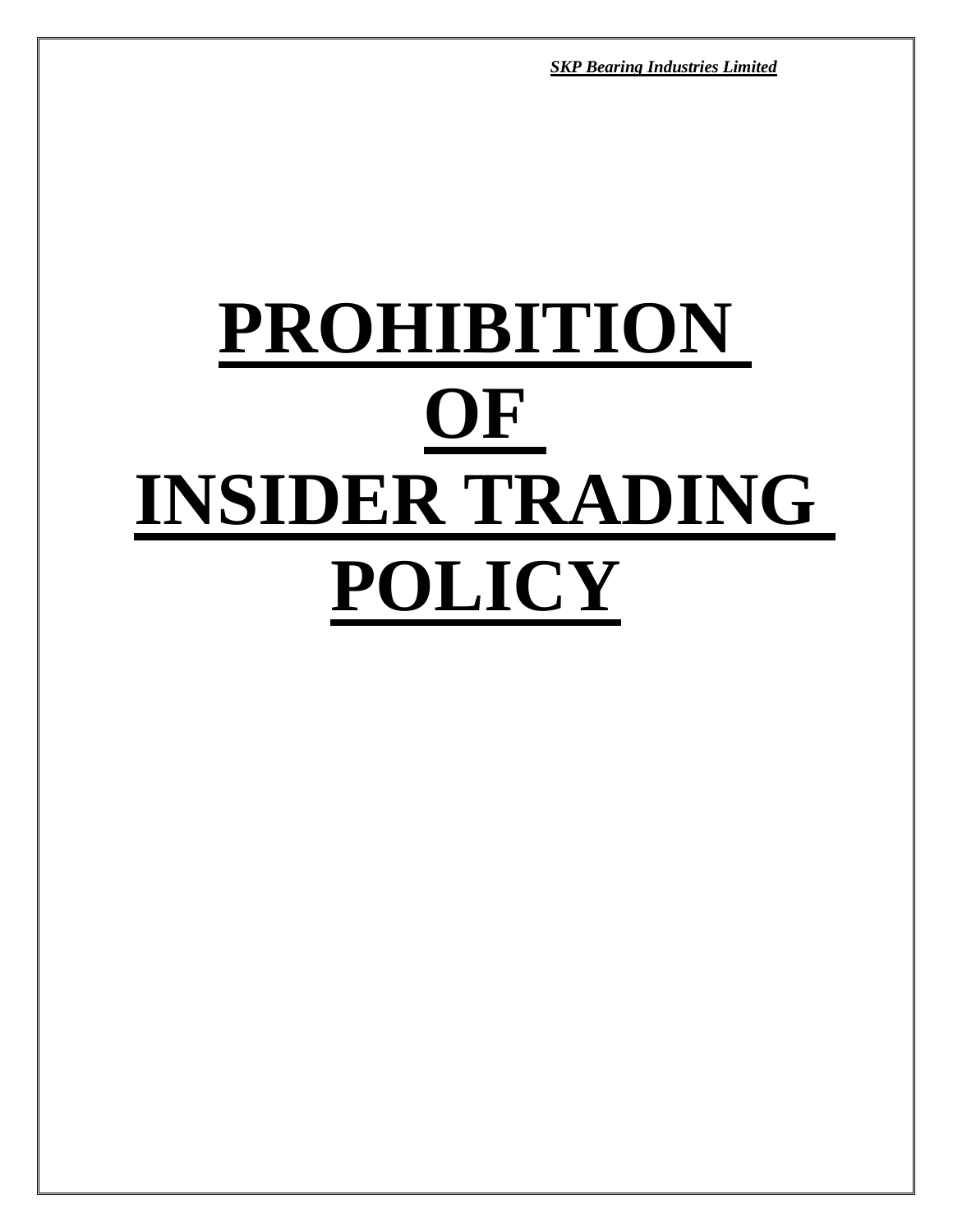*SKP Bearing Industries Limited*

# PROHIBITION OF INSIDER TRADING POLICY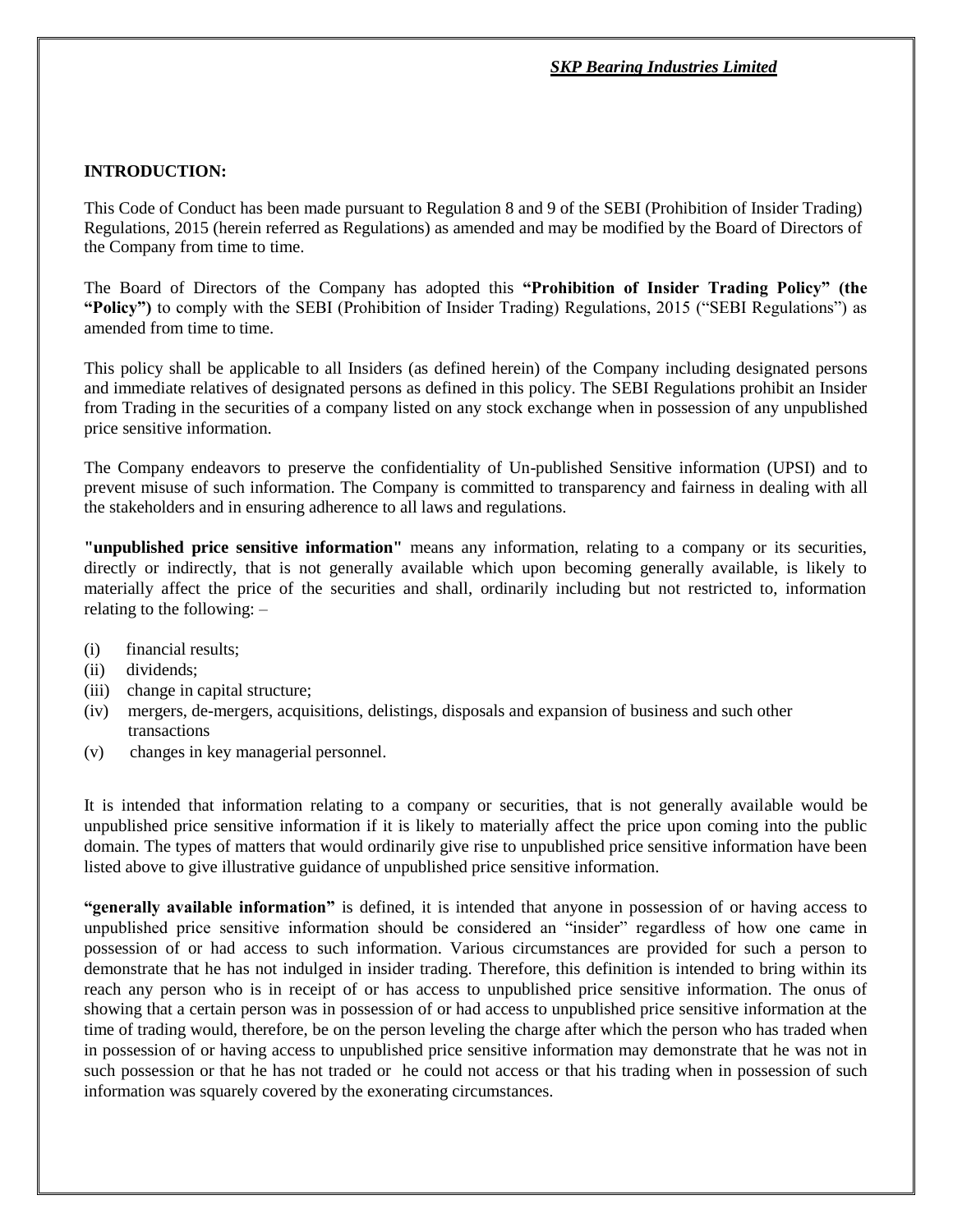## INTRODUCTION:

This Code of Conduct has been made pursuant to Regulation 8 and 9 of the SEBI (Prohibition of Insider Trading) Regulations, 2015 (herein referred as Regulations) as amended and may be modified by the Board of Directors of the Company from time to time.

The Board of Directors of the Company has adopted this **"Prohibition of Insider Trading Policy" (the "Policy")** to comply with the SEBI (Prohibition of Insider Trading) Regulations, 2015 ("SEBI Regulations") as amended from time to time.

This policy shall be applicable to all Insiders (as defined herein) of the Company including designated persons and immediate relatives of designated persons as defined in this policy. The SEBI Regulations prohibit an Insider from Trading in the securities of a company listed on any stock exchange when in possession of any unpublished price sensitive information.

The Company endeavors to preserve the confidentiality of Un-published Sensitive information (UPSI) and to prevent misuse of such information. The Company is committed to transparency and fairness in dealing with all the stakeholders and in ensuring adherence to all laws and regulations.

**"unpublished price sensitive information"** means any information, relating to a company or its securities, directly or indirectly, that is not generally available which upon becoming generally available, is likely to materially affect the price of the securities and shall, ordinarily including but not restricted to, information relating to the following: –

(i) financial results;
(ii) dividends;
(iii) change in capital structure;
(iv) mergers, de-mergers, acquisitions, delistings, disposals and expansion of business and such other transactions
(v) changes in key managerial personnel.

It is intended that information relating to a company or securities, that is not generally available would be unpublished price sensitive information if it is likely to materially affect the price upon coming into the public domain. The types of matters that would ordinarily give rise to unpublished price sensitive information have been listed above to give illustrative guidance of unpublished price sensitive information.

**"generally available information"** is defined, it is intended that anyone in possession of or having access to unpublished price sensitive information should be considered an "insider" regardless of how one came in possession of or had access to such information. Various circumstances are provided for such a person to demonstrate that he has not indulged in insider trading. Therefore, this definition is intended to bring within its reach any person who is in receipt of or has access to unpublished price sensitive information. The onus of showing that a certain person was in possession of or had access to unpublished price sensitive information at the time of trading would, therefore, be on the person leveling the charge after which the person who has traded when in possession of or having access to unpublished price sensitive information may demonstrate that he was not in such possession or that he has not traded or he could not access or that his trading when in possession of such information was squarely covered by the exonerating circumstances.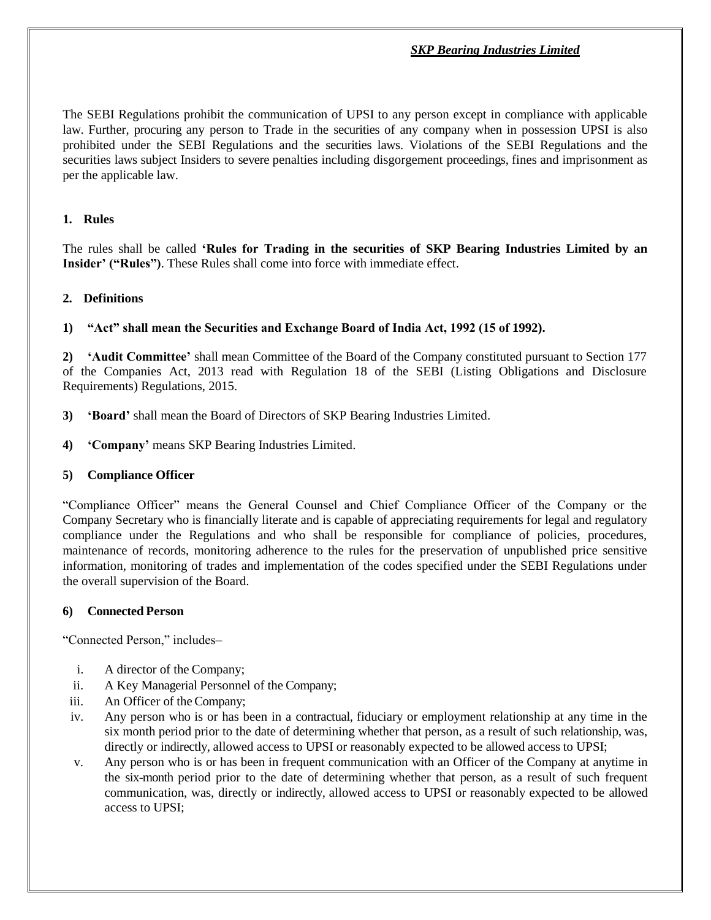The SEBI Regulations prohibit the communication of UPSI to any person except in compliance with applicable law. Further, procuring any person to Trade in the securities of any company when in possession UPSI is also prohibited under the SEBI Regulations and the securities laws. Violations of the SEBI Regulations and the securities laws subject Insiders to severe penalties including disgorgement proceedings, fines and imprisonment as per the applicable law.

### 1. Rules

The rules shall be called **'Rules for Trading in the securities of SKP Bearing Industries Limited by an Insider' ("Rules")**. These Rules shall come into force with immediate effect.

### 2. Definitions

**1) "Act" shall mean the Securities and Exchange Board of India Act, 1992 (15 of 1992).**

**2) 'Audit Committee'** shall mean Committee of the Board of the Company constituted pursuant to Section 177 of the Companies Act, 2013 read with Regulation 18 of the SEBI (Listing Obligations and Disclosure Requirements) Regulations, 2015.

**3) 'Board'** shall mean the Board of Directors of SKP Bearing Industries Limited.

**4) 'Company'** means SKP Bearing Industries Limited.

**5) Compliance Officer**

"Compliance Officer" means the General Counsel and Chief Compliance Officer of the Company or the Company Secretary who is financially literate and is capable of appreciating requirements for legal and regulatory compliance under the Regulations and who shall be responsible for compliance of policies, procedures, maintenance of records, monitoring adherence to the rules for the preservation of unpublished price sensitive information, monitoring of trades and implementation of the codes specified under the SEBI Regulations under the overall supervision of the Board.

**6) Connected Person**

"Connected Person," includes–

i. A director of the Company;

ii. A Key Managerial Personnel of the Company;

iii. An Officer of the Company;

iv. Any person who is or has been in a contractual, fiduciary or employment relationship at any time in the six month period prior to the date of determining whether that person, as a result of such relationship, was, directly or indirectly, allowed access to UPSI or reasonably expected to be allowed access to UPSI;

v. Any person who is or has been in frequent communication with an Officer of the Company at anytime in the six-month period prior to the date of determining whether that person, as a result of such frequent communication, was, directly or indirectly, allowed access to UPSI or reasonably expected to be allowed access to UPSI;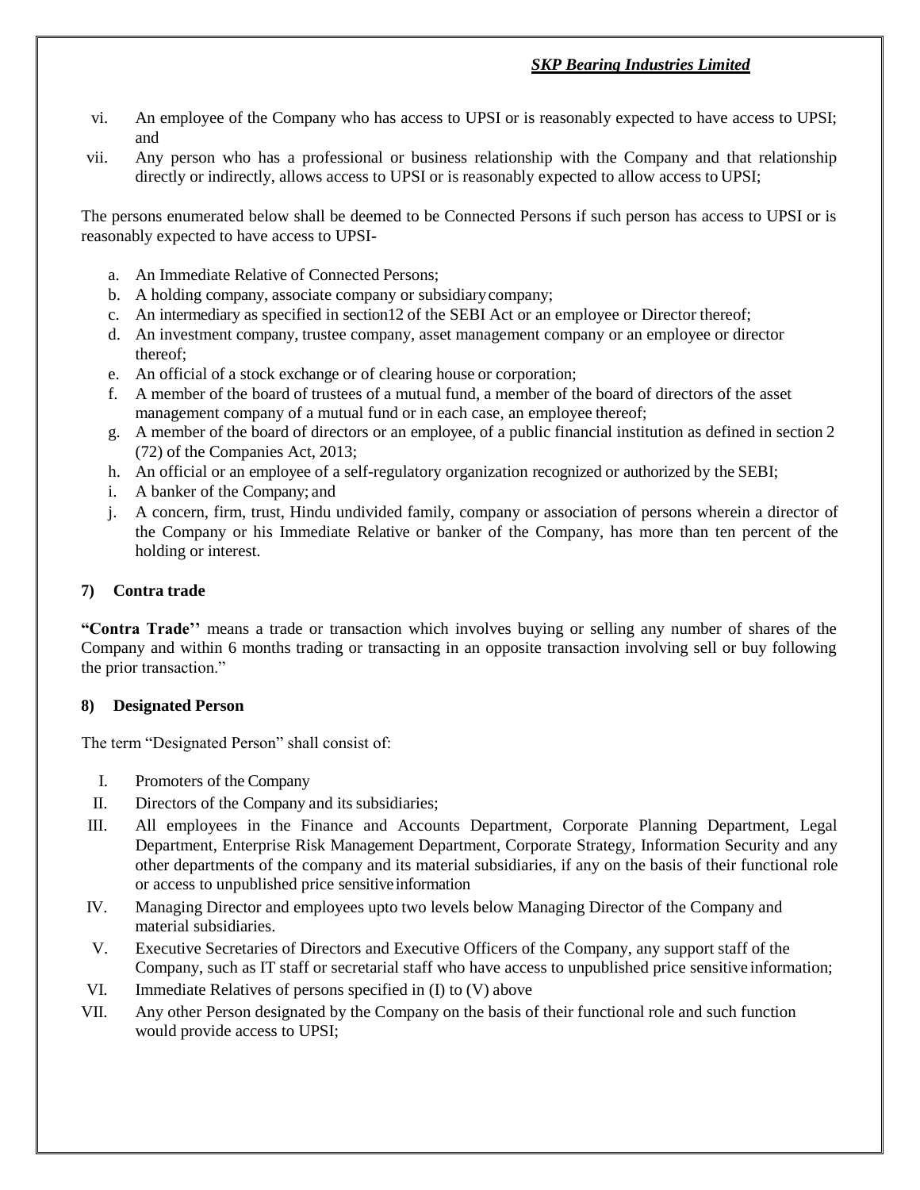vi. An employee of the Company who has access to UPSI or is reasonably expected to have access to UPSI; and

vii. Any person who has a professional or business relationship with the Company and that relationship directly or indirectly, allows access to UPSI or is reasonably expected to allow access to UPSI;

The persons enumerated below shall be deemed to be Connected Persons if such person has access to UPSI or is reasonably expected to have access to UPSI-

a. An Immediate Relative of Connected Persons;
b. A holding company, associate company or subsidiary company;
c. An intermediary as specified in section12 of the SEBI Act or an employee or Director thereof;
d. An investment company, trustee company, asset management company or an employee or director thereof;
e. An official of a stock exchange or of clearing house or corporation;
f. A member of the board of trustees of a mutual fund, a member of the board of directors of the asset management company of a mutual fund or in each case, an employee thereof;
g. A member of the board of directors or an employee, of a public financial institution as defined in section 2 (72) of the Companies Act, 2013;
h. An official or an employee of a self-regulatory organization recognized or authorized by the SEBI;
i. A banker of the Company; and
j. A concern, firm, trust, Hindu undivided family, company or association of persons wherein a director of the Company or his Immediate Relative or banker of the Company, has more than ten percent of the holding or interest.

### 7) Contra trade

**"Contra Trade''** means a trade or transaction which involves buying or selling any number of shares of the Company and within 6 months trading or transacting in an opposite transaction involving sell or buy following the prior transaction."

### 8) Designated Person

The term "Designated Person" shall consist of:

I. Promoters of the Company
II. Directors of the Company and its subsidiaries;
III. All employees in the Finance and Accounts Department, Corporate Planning Department, Legal Department, Enterprise Risk Management Department, Corporate Strategy, Information Security and any other departments of the company and its material subsidiaries, if any on the basis of their functional role or access to unpublished price sensitive information
IV. Managing Director and employees upto two levels below Managing Director of the Company and material subsidiaries.
V. Executive Secretaries of Directors and Executive Officers of the Company, any support staff of the Company, such as IT staff or secretarial staff who have access to unpublished price sensitive information;
VI. Immediate Relatives of persons specified in (I) to (V) above
VII. Any other Person designated by the Company on the basis of their functional role and such function would provide access to UPSI;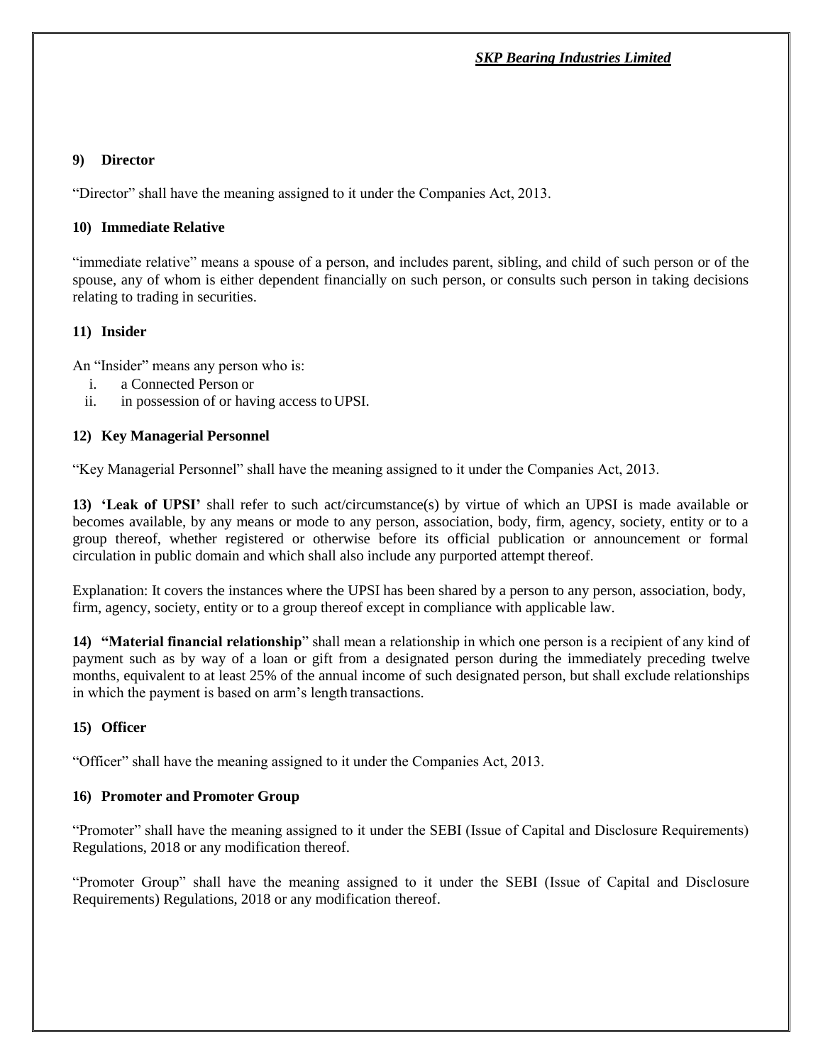**9) Director**

"Director" shall have the meaning assigned to it under the Companies Act, 2013.

**10) Immediate Relative**

"immediate relative" means a spouse of a person, and includes parent, sibling, and child of such person or of the spouse, any of whom is either dependent financially on such person, or consults such person in taking decisions relating to trading in securities.

**11) Insider**

An "Insider" means any person who is:

i. a Connected Person or
ii. in possession of or having access to UPSI.

**12) Key Managerial Personnel**

"Key Managerial Personnel" shall have the meaning assigned to it under the Companies Act, 2013.

**13) 'Leak of UPSI'** shall refer to such act/circumstance(s) by virtue of which an UPSI is made available or becomes available, by any means or mode to any person, association, body, firm, agency, society, entity or to a group thereof, whether registered or otherwise before its official publication or announcement or formal circulation in public domain and which shall also include any purported attempt thereof.

Explanation: It covers the instances where the UPSI has been shared by a person to any person, association, body, firm, agency, society, entity or to a group thereof except in compliance with applicable law.

**14) "Material financial relationship**" shall mean a relationship in which one person is a recipient of any kind of payment such as by way of a loan or gift from a designated person during the immediately preceding twelve months, equivalent to at least 25% of the annual income of such designated person, but shall exclude relationships in which the payment is based on arm's length transactions.

**15) Officer**

"Officer" shall have the meaning assigned to it under the Companies Act, 2013.

**16) Promoter and Promoter Group**

"Promoter" shall have the meaning assigned to it under the SEBI (Issue of Capital and Disclosure Requirements) Regulations, 2018 or any modification thereof.

"Promoter Group" shall have the meaning assigned to it under the SEBI (Issue of Capital and Disclosure Requirements) Regulations, 2018 or any modification thereof.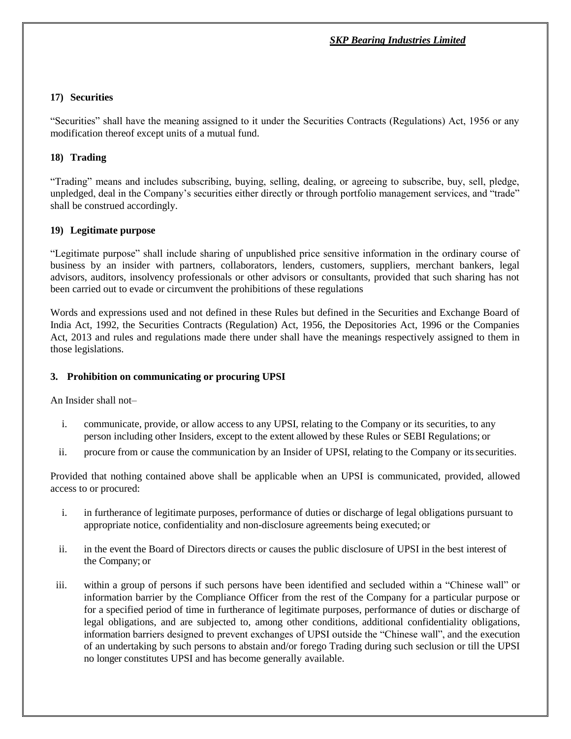#### 17) Securities

"Securities" shall have the meaning assigned to it under the Securities Contracts (Regulations) Act, 1956 or any modification thereof except units of a mutual fund.

#### 18) Trading

"Trading" means and includes subscribing, buying, selling, dealing, or agreeing to subscribe, buy, sell, pledge, unpledged, deal in the Company's securities either directly or through portfolio management services, and "trade" shall be construed accordingly.

#### 19) Legitimate purpose

"Legitimate purpose" shall include sharing of unpublished price sensitive information in the ordinary course of business by an insider with partners, collaborators, lenders, customers, suppliers, merchant bankers, legal advisors, auditors, insolvency professionals or other advisors or consultants, provided that such sharing has not been carried out to evade or circumvent the prohibitions of these regulations

Words and expressions used and not defined in these Rules but defined in the Securities and Exchange Board of India Act, 1992, the Securities Contracts (Regulation) Act, 1956, the Depositories Act, 1996 or the Companies Act, 2013 and rules and regulations made there under shall have the meanings respectively assigned to them in those legislations.

### 3. Prohibition on communicating or procuring UPSI

An Insider shall not–

i. communicate, provide, or allow access to any UPSI, relating to the Company or its securities, to any person including other Insiders, except to the extent allowed by these Rules or SEBI Regulations; or

ii. procure from or cause the communication by an Insider of UPSI, relating to the Company or its securities.

Provided that nothing contained above shall be applicable when an UPSI is communicated, provided, allowed access to or procured:

i. in furtherance of legitimate purposes, performance of duties or discharge of legal obligations pursuant to appropriate notice, confidentiality and non-disclosure agreements being executed; or

ii. in the event the Board of Directors directs or causes the public disclosure of UPSI in the best interest of the Company; or

iii. within a group of persons if such persons have been identified and secluded within a "Chinese wall" or information barrier by the Compliance Officer from the rest of the Company for a particular purpose or for a specified period of time in furtherance of legitimate purposes, performance of duties or discharge of legal obligations, and are subjected to, among other conditions, additional confidentiality obligations, information barriers designed to prevent exchanges of UPSI outside the "Chinese wall", and the execution of an undertaking by such persons to abstain and/or forego Trading during such seclusion or till the UPSI no longer constitutes UPSI and has become generally available.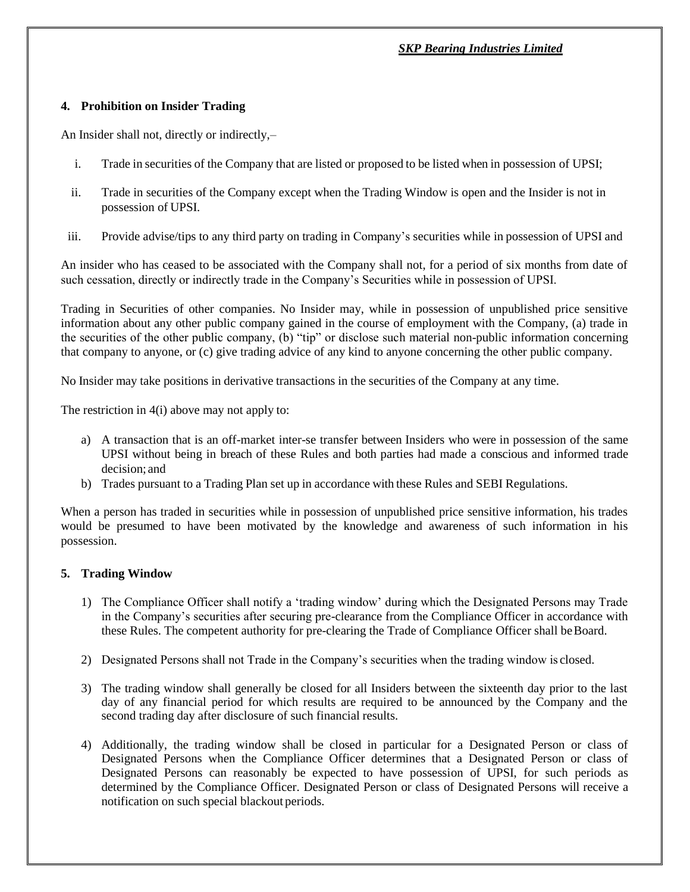## 4. Prohibition on Insider Trading

An Insider shall not, directly or indirectly,–

i. Trade in securities of the Company that are listed or proposed to be listed when in possession of UPSI;

ii. Trade in securities of the Company except when the Trading Window is open and the Insider is not in possession of UPSI.

iii. Provide advise/tips to any third party on trading in Company's securities while in possession of UPSI and

An insider who has ceased to be associated with the Company shall not, for a period of six months from date of such cessation, directly or indirectly trade in the Company's Securities while in possession of UPSI.

Trading in Securities of other companies. No Insider may, while in possession of unpublished price sensitive information about any other public company gained in the course of employment with the Company, (a) trade in the securities of the other public company, (b) "tip" or disclose such material non-public information concerning that company to anyone, or (c) give trading advice of any kind to anyone concerning the other public company.

No Insider may take positions in derivative transactions in the securities of the Company at any time.

The restriction in 4(i) above may not apply to:

a) A transaction that is an off-market inter-se transfer between Insiders who were in possession of the same UPSI without being in breach of these Rules and both parties had made a conscious and informed trade decision; and
b) Trades pursuant to a Trading Plan set up in accordance with these Rules and SEBI Regulations.

When a person has traded in securities while in possession of unpublished price sensitive information, his trades would be presumed to have been motivated by the knowledge and awareness of such information in his possession.

## 5. Trading Window

1) The Compliance Officer shall notify a 'trading window' during which the Designated Persons may Trade in the Company's securities after securing pre-clearance from the Compliance Officer in accordance with these Rules. The competent authority for pre-clearing the Trade of Compliance Officer shall be Board.

2) Designated Persons shall not Trade in the Company's securities when the trading window is closed.

3) The trading window shall generally be closed for all Insiders between the sixteenth day prior to the last day of any financial period for which results are required to be announced by the Company and the second trading day after disclosure of such financial results.

4) Additionally, the trading window shall be closed in particular for a Designated Person or class of Designated Persons when the Compliance Officer determines that a Designated Person or class of Designated Persons can reasonably be expected to have possession of UPSI, for such periods as determined by the Compliance Officer. Designated Person or class of Designated Persons will receive a notification on such special blackout periods.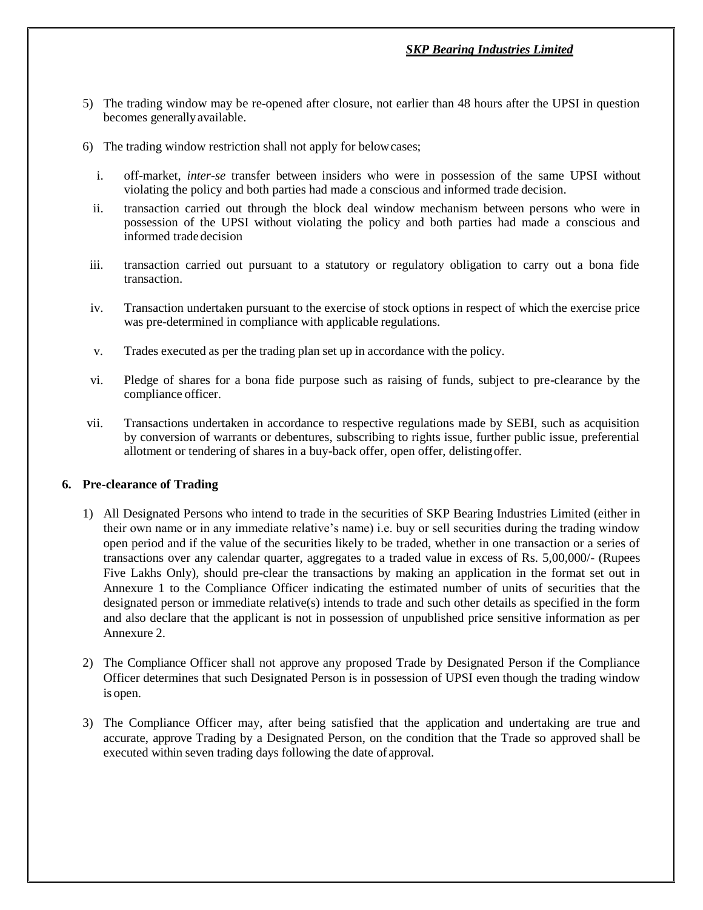5) The trading window may be re-opened after closure, not earlier than 48 hours after the UPSI in question becomes generally available.

6) The trading window restriction shall not apply for below cases;

   i. off-market, *inter-se* transfer between insiders who were in possession of the same UPSI without violating the policy and both parties had made a conscious and informed trade decision.

   ii. transaction carried out through the block deal window mechanism between persons who were in possession of the UPSI without violating the policy and both parties had made a conscious and informed trade decision

   iii. transaction carried out pursuant to a statutory or regulatory obligation to carry out a bona fide transaction.

   iv. Transaction undertaken pursuant to the exercise of stock options in respect of which the exercise price was pre-determined in compliance with applicable regulations.

   v. Trades executed as per the trading plan set up in accordance with the policy.

   vi. Pledge of shares for a bona fide purpose such as raising of funds, subject to pre-clearance by the compliance officer.

   vii. Transactions undertaken in accordance to respective regulations made by SEBI, such as acquisition by conversion of warrants or debentures, subscribing to rights issue, further public issue, preferential allotment or tendering of shares in a buy-back offer, open offer, delisting offer.

## 6. Pre-clearance of Trading

1) All Designated Persons who intend to trade in the securities of SKP Bearing Industries Limited (either in their own name or in any immediate relative's name) i.e. buy or sell securities during the trading window open period and if the value of the securities likely to be traded, whether in one transaction or a series of transactions over any calendar quarter, aggregates to a traded value in excess of Rs. 5,00,000/- (Rupees Five Lakhs Only), should pre-clear the transactions by making an application in the format set out in Annexure 1 to the Compliance Officer indicating the estimated number of units of securities that the designated person or immediate relative(s) intends to trade and such other details as specified in the form and also declare that the applicant is not in possession of unpublished price sensitive information as per Annexure 2.

2) The Compliance Officer shall not approve any proposed Trade by Designated Person if the Compliance Officer determines that such Designated Person is in possession of UPSI even though the trading window is open.

3) The Compliance Officer may, after being satisfied that the application and undertaking are true and accurate, approve Trading by a Designated Person, on the condition that the Trade so approved shall be executed within seven trading days following the date of approval.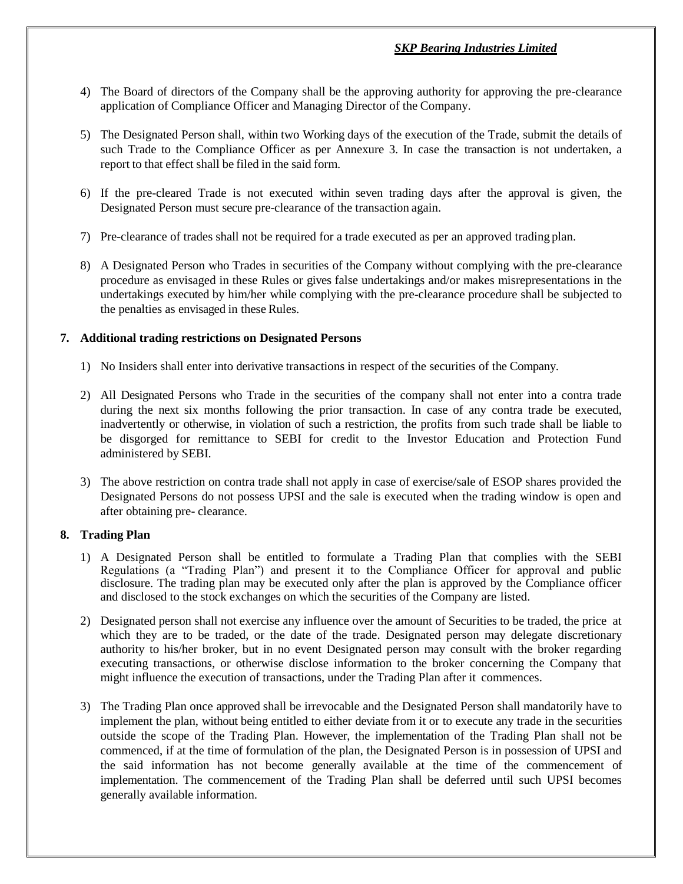4) The Board of directors of the Company shall be the approving authority for approving the pre-clearance application of Compliance Officer and Managing Director of the Company.

5) The Designated Person shall, within two Working days of the execution of the Trade, submit the details of such Trade to the Compliance Officer as per Annexure 3. In case the transaction is not undertaken, a report to that effect shall be filed in the said form.

6) If the pre-cleared Trade is not executed within seven trading days after the approval is given, the Designated Person must secure pre-clearance of the transaction again.

7) Pre-clearance of trades shall not be required for a trade executed as per an approved trading plan.

8) A Designated Person who Trades in securities of the Company without complying with the pre-clearance procedure as envisaged in these Rules or gives false undertakings and/or makes misrepresentations in the undertakings executed by him/her while complying with the pre-clearance procedure shall be subjected to the penalties as envisaged in these Rules.

## 7. Additional trading restrictions on Designated Persons

1) No Insiders shall enter into derivative transactions in respect of the securities of the Company.

2) All Designated Persons who Trade in the securities of the company shall not enter into a contra trade during the next six months following the prior transaction. In case of any contra trade be executed, inadvertently or otherwise, in violation of such a restriction, the profits from such trade shall be liable to be disgorged for remittance to SEBI for credit to the Investor Education and Protection Fund administered by SEBI.

3) The above restriction on contra trade shall not apply in case of exercise/sale of ESOP shares provided the Designated Persons do not possess UPSI and the sale is executed when the trading window is open and after obtaining pre- clearance.

## 8. Trading Plan

1) A Designated Person shall be entitled to formulate a Trading Plan that complies with the SEBI Regulations (a "Trading Plan") and present it to the Compliance Officer for approval and public disclosure. The trading plan may be executed only after the plan is approved by the Compliance officer and disclosed to the stock exchanges on which the securities of the Company are listed.

2) Designated person shall not exercise any influence over the amount of Securities to be traded, the price at which they are to be traded, or the date of the trade. Designated person may delegate discretionary authority to his/her broker, but in no event Designated person may consult with the broker regarding executing transactions, or otherwise disclose information to the broker concerning the Company that might influence the execution of transactions, under the Trading Plan after it commences.

3) The Trading Plan once approved shall be irrevocable and the Designated Person shall mandatorily have to implement the plan, without being entitled to either deviate from it or to execute any trade in the securities outside the scope of the Trading Plan. However, the implementation of the Trading Plan shall not be commenced, if at the time of formulation of the plan, the Designated Person is in possession of UPSI and the said information has not become generally available at the time of the commencement of implementation. The commencement of the Trading Plan shall be deferred until such UPSI becomes generally available information.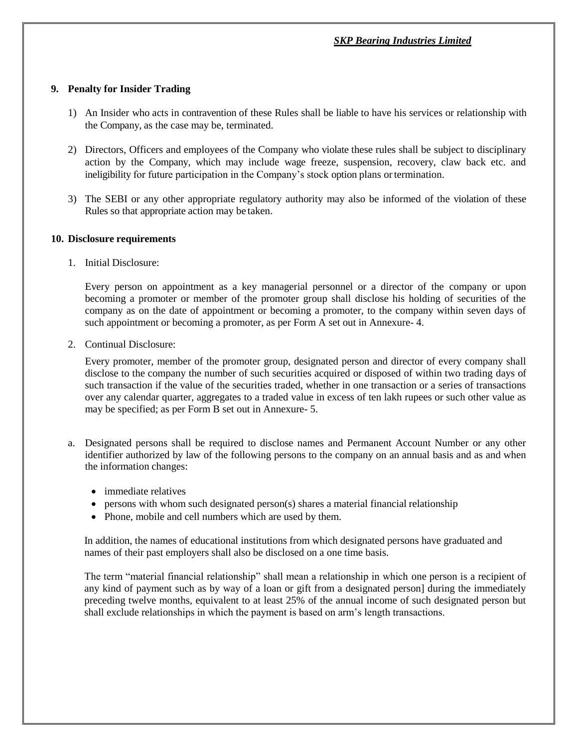## 9. Penalty for Insider Trading

1) An Insider who acts in contravention of these Rules shall be liable to have his services or relationship with the Company, as the case may be, terminated.

2) Directors, Officers and employees of the Company who violate these rules shall be subject to disciplinary action by the Company, which may include wage freeze, suspension, recovery, claw back etc. and ineligibility for future participation in the Company's stock option plans or termination.

3) The SEBI or any other appropriate regulatory authority may also be informed of the violation of these Rules so that appropriate action may be taken.

## 10. Disclosure requirements

1. Initial Disclosure:

   Every person on appointment as a key managerial personnel or a director of the company or upon becoming a promoter or member of the promoter group shall disclose his holding of securities of the company as on the date of appointment or becoming a promoter, to the company within seven days of such appointment or becoming a promoter, as per Form A set out in Annexure- 4.

2. Continual Disclosure:

   Every promoter, member of the promoter group, designated person and director of every company shall disclose to the company the number of such securities acquired or disposed of within two trading days of such transaction if the value of the securities traded, whether in one transaction or a series of transactions over any calendar quarter, aggregates to a traded value in excess of ten lakh rupees or such other value as may be specified; as per Form B set out in Annexure- 5.

a. Designated persons shall be required to disclose names and Permanent Account Number or any other identifier authorized by law of the following persons to the company on an annual basis and as and when the information changes:

   - immediate relatives
   - persons with whom such designated person(s) shares a material financial relationship
   - Phone, mobile and cell numbers which are used by them.

   In addition, the names of educational institutions from which designated persons have graduated and names of their past employers shall also be disclosed on a one time basis.

   The term "material financial relationship" shall mean a relationship in which one person is a recipient of any kind of payment such as by way of a loan or gift from a designated person] during the immediately preceding twelve months, equivalent to at least 25% of the annual income of such designated person but shall exclude relationships in which the payment is based on arm's length transactions.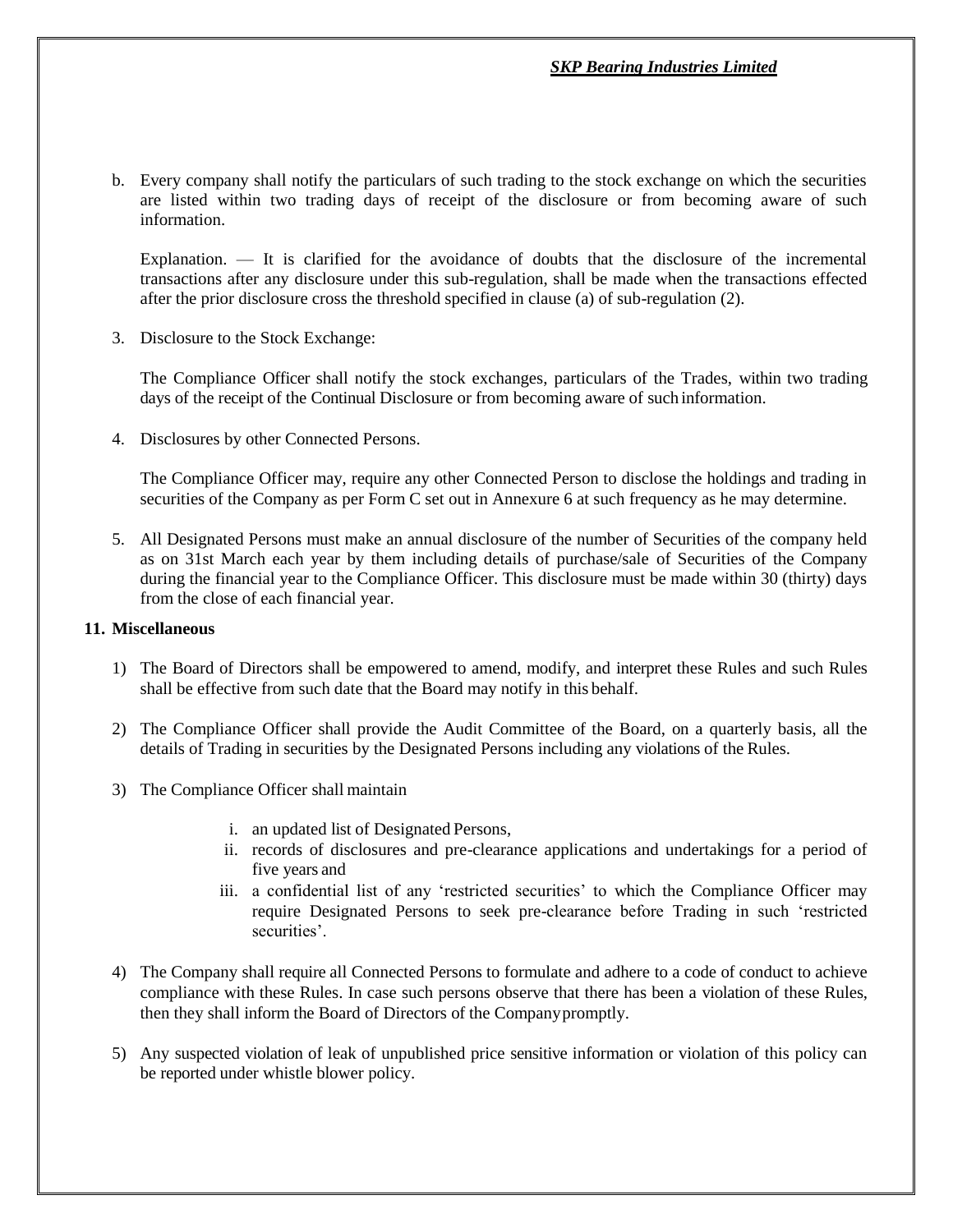b. Every company shall notify the particulars of such trading to the stock exchange on which the securities are listed within two trading days of receipt of the disclosure or from becoming aware of such information.

   Explanation. — It is clarified for the avoidance of doubts that the disclosure of the incremental transactions after any disclosure under this sub-regulation, shall be made when the transactions effected after the prior disclosure cross the threshold specified in clause (a) of sub-regulation (2).

3. Disclosure to the Stock Exchange:

   The Compliance Officer shall notify the stock exchanges, particulars of the Trades, within two trading days of the receipt of the Continual Disclosure or from becoming aware of such information.

4. Disclosures by other Connected Persons.

   The Compliance Officer may, require any other Connected Person to disclose the holdings and trading in securities of the Company as per Form C set out in Annexure 6 at such frequency as he may determine.

5. All Designated Persons must make an annual disclosure of the number of Securities of the company held as on 31st March each year by them including details of purchase/sale of Securities of the Company during the financial year to the Compliance Officer. This disclosure must be made within 30 (thirty) days from the close of each financial year.

## 11. Miscellaneous

1) The Board of Directors shall be empowered to amend, modify, and interpret these Rules and such Rules shall be effective from such date that the Board may notify in this behalf.

2) The Compliance Officer shall provide the Audit Committee of the Board, on a quarterly basis, all the details of Trading in securities by the Designated Persons including any violations of the Rules.

3) The Compliance Officer shall maintain

   i. an updated list of Designated Persons,
   ii. records of disclosures and pre-clearance applications and undertakings for a period of five years and
   iii. a confidential list of any 'restricted securities' to which the Compliance Officer may require Designated Persons to seek pre-clearance before Trading in such 'restricted securities'.

4) The Company shall require all Connected Persons to formulate and adhere to a code of conduct to achieve compliance with these Rules. In case such persons observe that there has been a violation of these Rules, then they shall inform the Board of Directors of the Company promptly.

5) Any suspected violation of leak of unpublished price sensitive information or violation of this policy can be reported under whistle blower policy.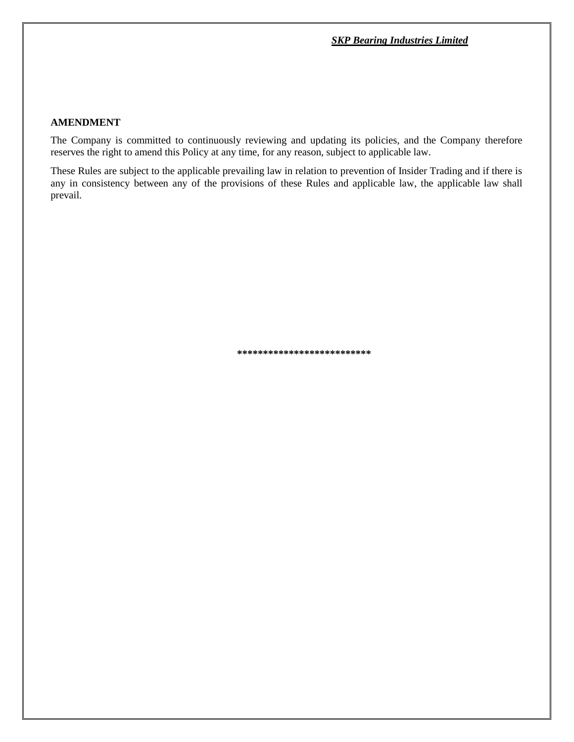## AMENDMENT

The Company is committed to continuously reviewing and updating its policies, and the Company therefore reserves the right to amend this Policy at any time, for any reason, subject to applicable law.

These Rules are subject to the applicable prevailing law in relation to prevention of Insider Trading and if there is any in consistency between any of the provisions of these Rules and applicable law, the applicable law shall prevail.

*************************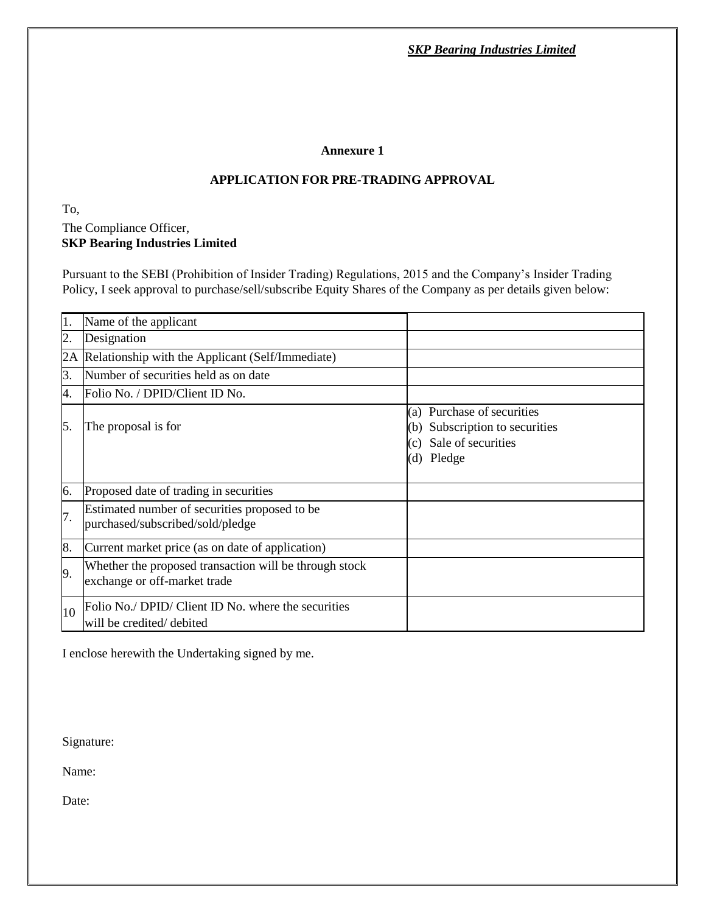### Annexure 1

### APPLICATION FOR PRE-TRADING APPROVAL

To,

The Compliance Officer,
**SKP Bearing Industries Limited**

Pursuant to the SEBI (Prohibition of Insider Trading) Regulations, 2015 and the Company's Insider Trading Policy, I seek approval to purchase/sell/subscribe Equity Shares of the Company as per details given below:

| | | |
|---|---|---|
| 1. | Name of the applicant | |
| 2. | Designation | |
| 2A | Relationship with the Applicant (Self/Immediate) | |
| 3. | Number of securities held as on date | |
| 4. | Folio No. / DPID/Client ID No. | |
| 5. | The proposal is for | (a) Purchase of securities<br>(b) Subscription to securities<br>(c) Sale of securities<br>(d) Pledge |
| 6. | Proposed date of trading in securities | |
| 7. | Estimated number of securities proposed to be purchased/subscribed/sold/pledge | |
| 8. | Current market price (as on date of application) | |
| 9. | Whether the proposed transaction will be through stock exchange or off-market trade | |
| 10 | Folio No./ DPID/ Client ID No. where the securities will be credited/ debited | |

I enclose herewith the Undertaking signed by me.

Signature:

Name:

Date: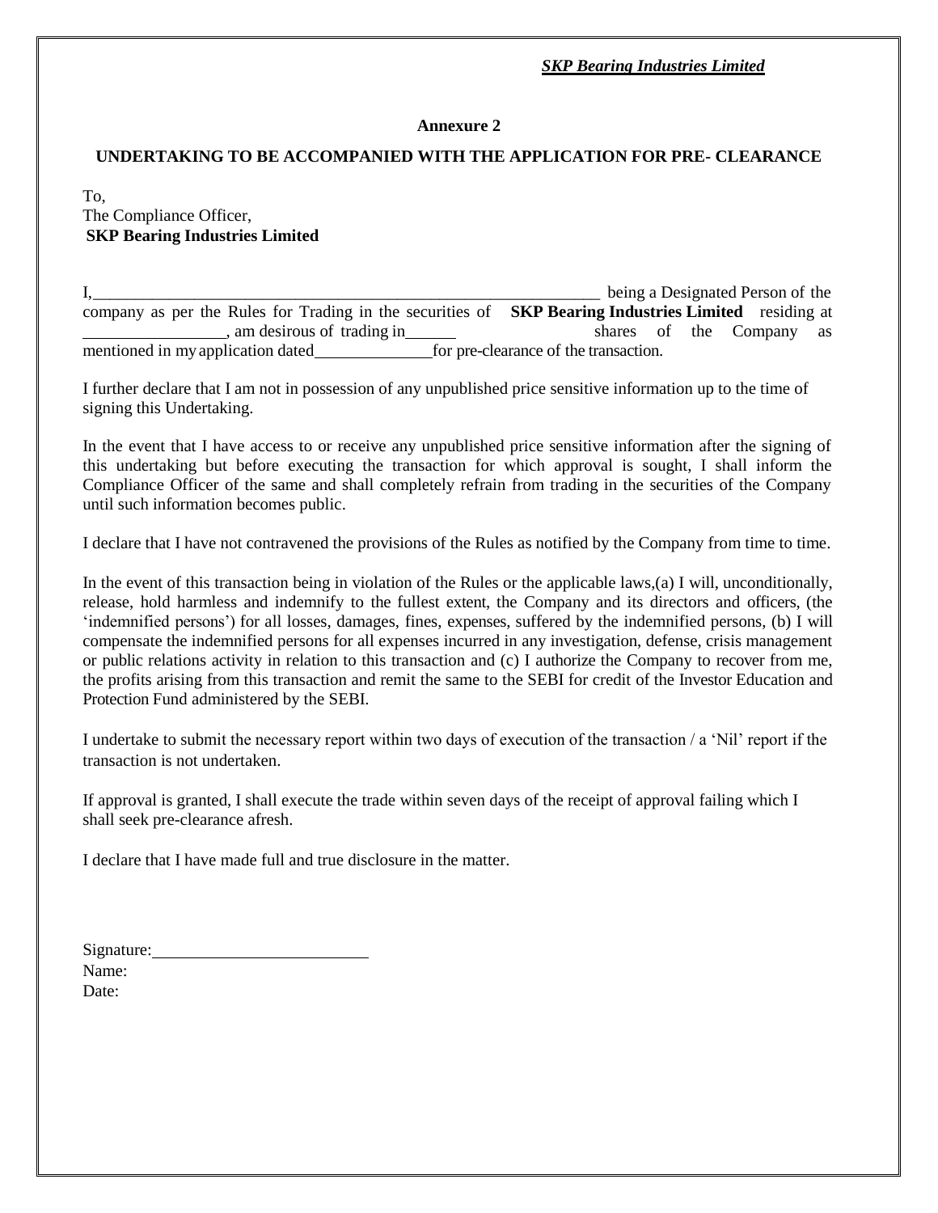*SKP Bearing Industries Limited*

**Annexure 2**

**UNDERTAKING TO BE ACCOMPANIED WITH THE APPLICATION FOR PRE- CLEARANCE**

To,
The Compliance Officer,
**SKP Bearing Industries Limited**

I,\_\_\_\_\_\_\_\_\_\_\_\_\_\_\_\_\_\_\_\_\_\_\_\_\_\_\_\_\_\_\_\_\_\_\_\_\_\_\_\_\_\_\_\_\_\_\_\_\_\_\_\_\_\_\_\_\_\_ being a Designated Person of the company as per the Rules for Trading in the securities of **SKP Bearing Industries Limited** residing at \_\_\_\_\_\_\_\_\_\_\_\_\_\_\_\_, am desirous of trading in\_\_\_\_\_\_ shares of the Company as mentioned in my application dated\_\_\_\_\_\_\_\_\_\_\_\_\_\_for pre-clearance of the transaction.

I further declare that I am not in possession of any unpublished price sensitive information up to the time of signing this Undertaking.

In the event that I have access to or receive any unpublished price sensitive information after the signing of this undertaking but before executing the transaction for which approval is sought, I shall inform the Compliance Officer of the same and shall completely refrain from trading in the securities of the Company until such information becomes public.

I declare that I have not contravened the provisions of the Rules as notified by the Company from time to time.

In the event of this transaction being in violation of the Rules or the applicable laws,(a) I will, unconditionally, release, hold harmless and indemnify to the fullest extent, the Company and its directors and officers, (the 'indemnified persons') for all losses, damages, fines, expenses, suffered by the indemnified persons, (b) I will compensate the indemnified persons for all expenses incurred in any investigation, defense, crisis management or public relations activity in relation to this transaction and (c) I authorize the Company to recover from me, the profits arising from this transaction and remit the same to the SEBI for credit of the Investor Education and Protection Fund administered by the SEBI.

I undertake to submit the necessary report within two days of execution of the transaction / a 'Nil' report if the transaction is not undertaken.

If approval is granted, I shall execute the trade within seven days of the receipt of approval failing which I shall seek pre-clearance afresh.

I declare that I have made full and true disclosure in the matter.

Signature:\_\_\_\_\_\_\_\_\_\_\_\_\_\_\_\_\_\_\_\_\_\_\_\_\_\_
Name:
Date: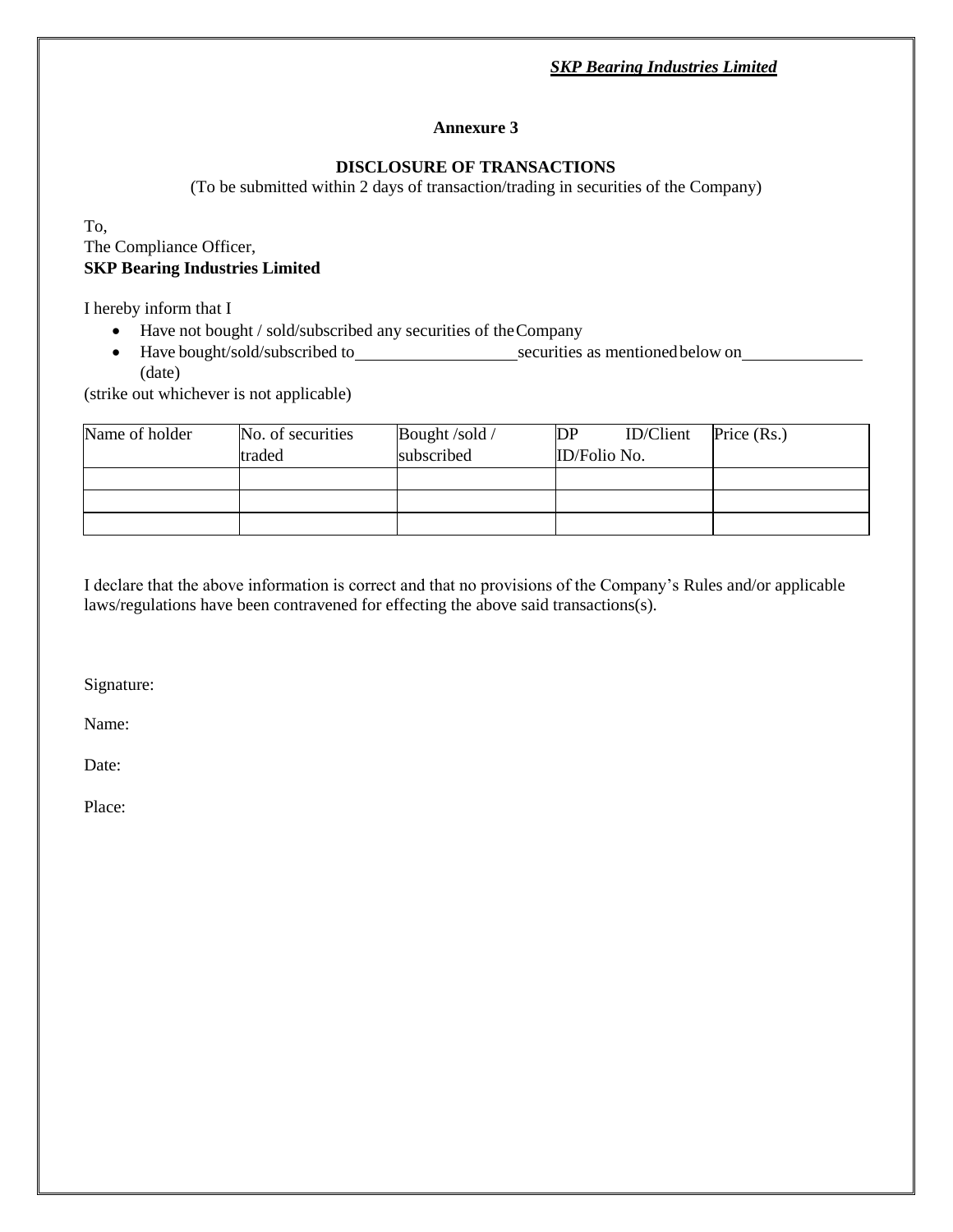*SKP Bearing Industries Limited*

## Annexure 3

### DISCLOSURE OF TRANSACTIONS

(To be submitted within 2 days of transaction/trading in securities of the Company)

To,
The Compliance Officer,
**SKP Bearing Industries Limited**

I hereby inform that I

- Have not bought / sold/subscribed any securities of the Company
- Have bought/sold/subscribed to ____________________ securities as mentioned below on ______________ (date)

(strike out whichever is not applicable)

| Name of holder | No. of securities traded | Bought /sold / subscribed | DP ID/Client ID/Folio No. | Price (Rs.) |
|---|---|---|---|---|
| | | | | |
| | | | | |
| | | | | |

I declare that the above information is correct and that no provisions of the Company's Rules and/or applicable laws/regulations have been contravened for effecting the above said transactions(s).

Signature:

Name:

Date:

Place: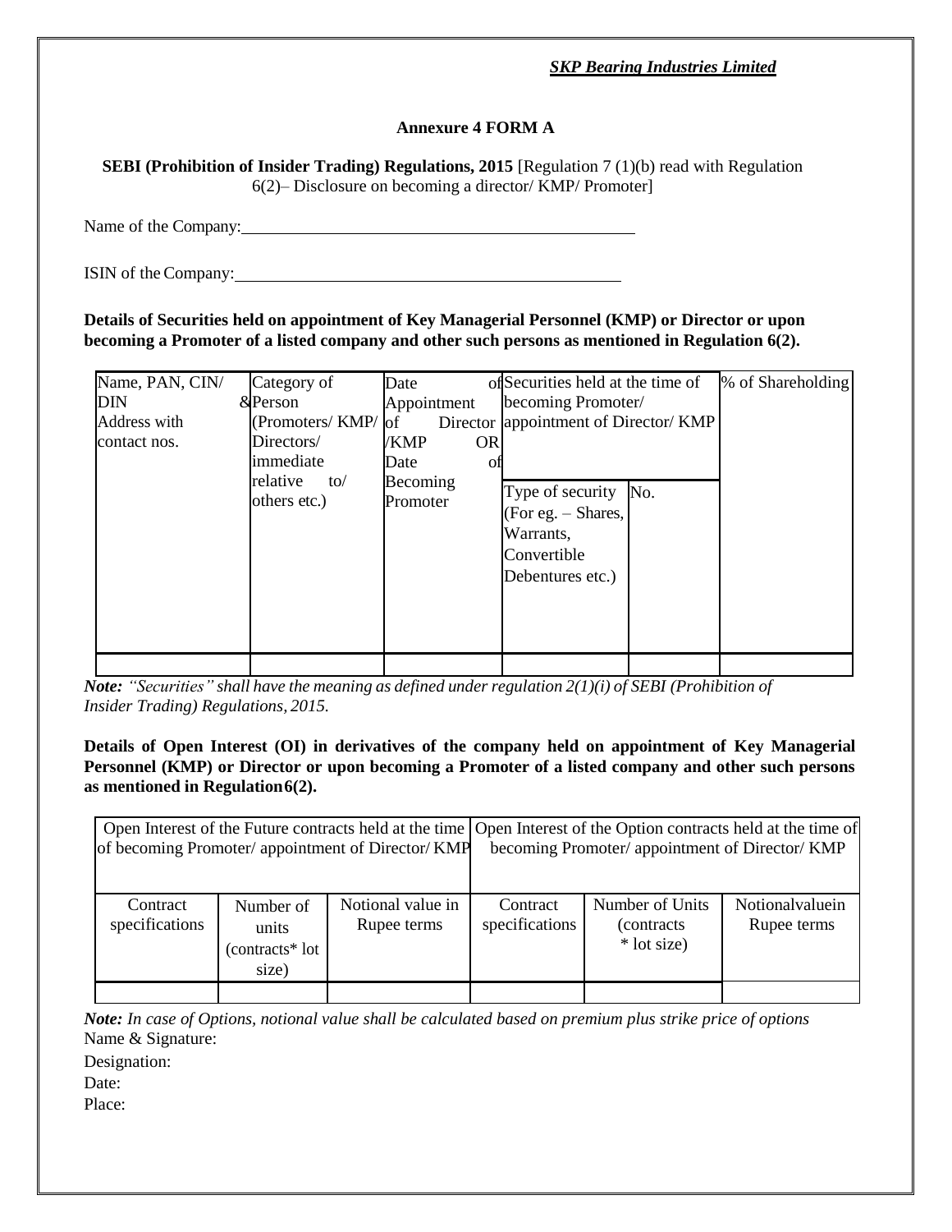*SKP Bearing Industries Limited*

**Annexure 4 FORM A**

**SEBI (Prohibition of Insider Trading) Regulations, 2015** [Regulation 7 (1)(b) read with Regulation 6(2)– Disclosure on becoming a director/ KMP/ Promoter]

Name of the Company: ______________________________

ISIN of the Company: ______________________________

**Details of Securities held on appointment of Key Managerial Personnel (KMP) or Director or upon becoming a Promoter of a listed company and other such persons as mentioned in Regulation 6(2).**

| Name, PAN, CIN/ DIN & Address with contact nos. | Category of Person (Promoters/ KMP/ Directors/ immediate relative to/ others etc.) | Date of Appointment of Director /KMP OR Date of Becoming Promoter | Securities held at the time of becoming Promoter/ appointment of Director/ KMP | | % of Shareholding |
|---|---|---|---|---|---|
| | | | Type of security (For eg. – Shares, Warrants, Convertible Debentures etc.) | No. | |
| | | | | | |

*Note: "Securities" shall have the meaning as defined under regulation 2(1)(i) of SEBI (Prohibition of Insider Trading) Regulations, 2015.*

**Details of Open Interest (OI) in derivatives of the company held on appointment of Key Managerial Personnel (KMP) or Director or upon becoming a Promoter of a listed company and other such persons as mentioned in Regulation 6(2).**

| Open Interest of the Future contracts held at the time of becoming Promoter/ appointment of Director/ KMP | | | Open Interest of the Option contracts held at the time of becoming Promoter/ appointment of Director/ KMP | | |
|---|---|---|---|---|---|
| Contract specifications | Number of units (contracts* lot size) | Notional value in Rupee terms | Contract specifications | Number of Units (contracts * lot size) | Notionalvaluein Rupee terms |
| | | | | | |

*Note: In case of Options, notional value shall be calculated based on premium plus strike price of options*

Name & Signature:

Designation:

Date:

Place: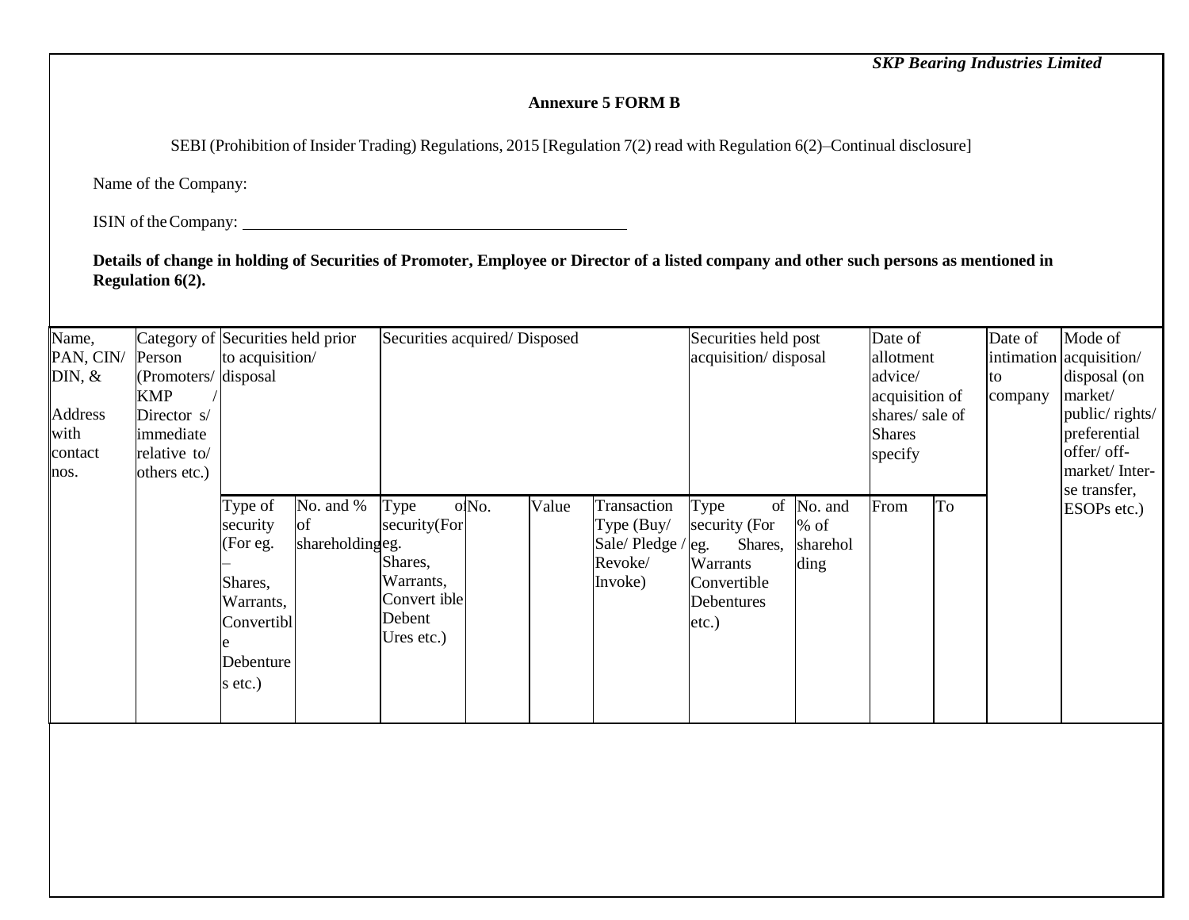*SKP Bearing Industries Limited*

**Annexure 5 FORM B**

SEBI (Prohibition of Insider Trading) Regulations, 2015 [Regulation 7(2) read with Regulation 6(2)–Continual disclosure]

Name of the Company:

ISIN of the Company: ______________________________

**Details of change in holding of Securities of Promoter, Employee or Director of a listed company and other such persons as mentioned in Regulation 6(2).**

| Name, PAN, CIN/ DIN, & Address with contact nos. | Category of Person (Promoters/ KMP / Director s/ immediate relative to/ others etc.) | Securities held prior to acquisition/ disposal | | Securities acquired/ Disposed | | | | Securities held post acquisition/ disposal | | Date of allotment advice/ acquisition of shares/ sale of Shares specify | | Date of intimation to company | Mode of acquisition/ disposal (on market/ public/ rights/ preferential offer/ off-market/ Inter-se transfer, ESOPs etc.) |
|---|---|---|---|---|---|---|---|---|---|---|---|---|---|
| | | Type of security (For eg. – Shares, Warrants, Convertible Debentures etc.) | No. and % of shareholding | Type of security(For eg. Shares, Warrants, Convert ible Debent Ures etc.) | No. | Value | Transaction Type (Buy/ Sale/ Pledge / Revoke/ Invoke) | Type of security (For eg. Shares, Warrants Convertible Debentures etc.) | No. and % of sharehol ding | From | To | | |
| | | | | | | | | | | | | | |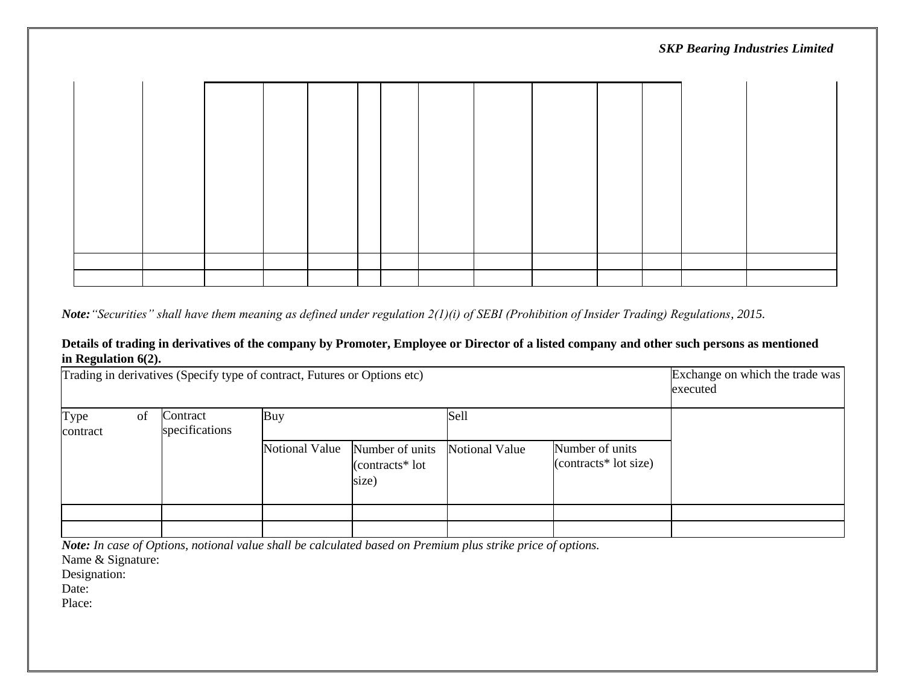| | | | | | | | | | | | | | |
|---|---|---|---|---|---|---|---|---|---|---|---|---|---|
| | | | | | | | | | | | | | |
| | | | | | | | | | | | | | |
| | | | | | | | | | | | | | |

***Note:*** *"Securities" shall have them meaning as defined under regulation 2(1)(i) of SEBI (Prohibition of Insider Trading) Regulations, 2015.*

**Details of trading in derivatives of the company by Promoter, Employee or Director of a listed company and other such persons as mentioned in Regulation 6(2).**

| Trading in derivatives (Specify type of contract, Futures or Options etc) | | | | | | Exchange on which the trade was executed |
|---|---|---|---|---|---|---|
| Type of contract | Contract specifications | Buy | | Sell | | |
| | | Notional Value | Number of units (contracts* lot size) | Notional Value | Number of units (contracts* lot size) | |
| | | | | | | |
| | | | | | | |

***Note:*** *In case of Options, notional value shall be calculated based on Premium plus strike price of options.*

Name & Signature:

Designation:

Date:

Place: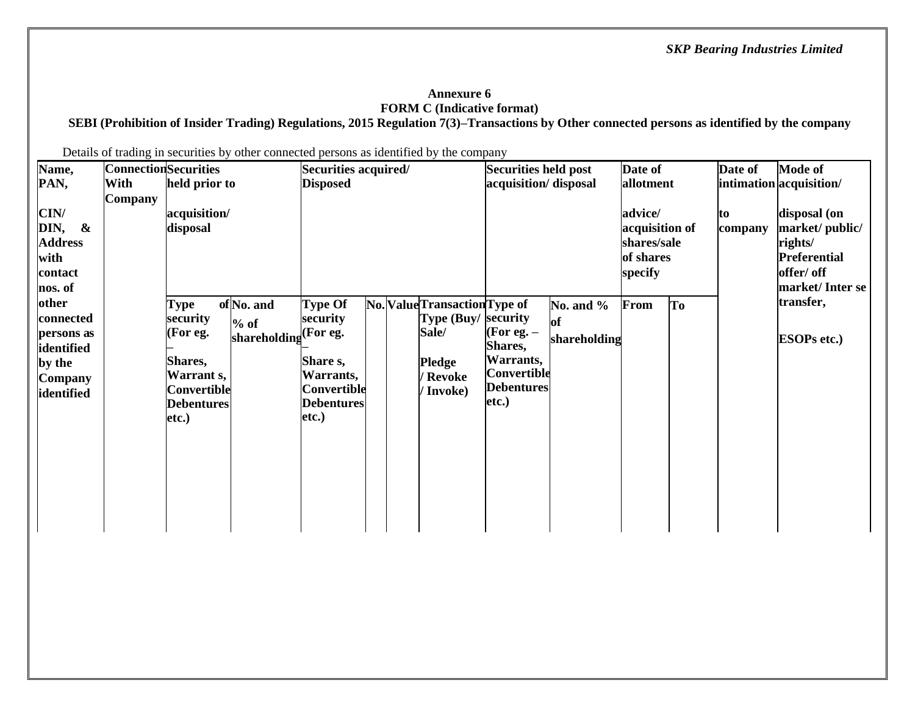*SKP Bearing Industries Limited*

**Annexure 6**
**FORM C (Indicative format)**
**SEBI (Prohibition of Insider Trading) Regulations, 2015 Regulation 7(3)–Transactions by Other connected persons as identified by the company**

Details of trading in securities by other connected persons as identified by the company

| Name, PAN, CIN/ DIN, & Address with contact nos. of other connected persons as identified by the Company identified | Connection With Company | Securities held prior to acquisition/ disposal | | Securities acquired/ Disposed | | | | Securities held post acquisition/ disposal | | Date of allotment advice/ acquisition of shares/sale of shares specify | | Date of intimation to company | Mode of acquisition/ disposal (on market/ public/ rights/ Preferential offer/ off market/ Inter se transfer, ESOPs etc.) |
|---|---|---|---|---|---|---|---|---|---|---|---|---|---|
| | | Type of security (For eg. – Shares, Warrant s, Convertible Debentures etc.) | No. and % of shareholding | Type Of security (For eg. – Share s, Warrants, Convertible Debentures etc.) | No. | Value | Transaction Type (Buy/ Sale/ Pledge / Revoke / Invoke) | Type of security (For eg. – Shares, Warrants, Convertible Debentures etc.) | No. and % of shareholding | From | To | | |
| | | | | | | | | | | | | | |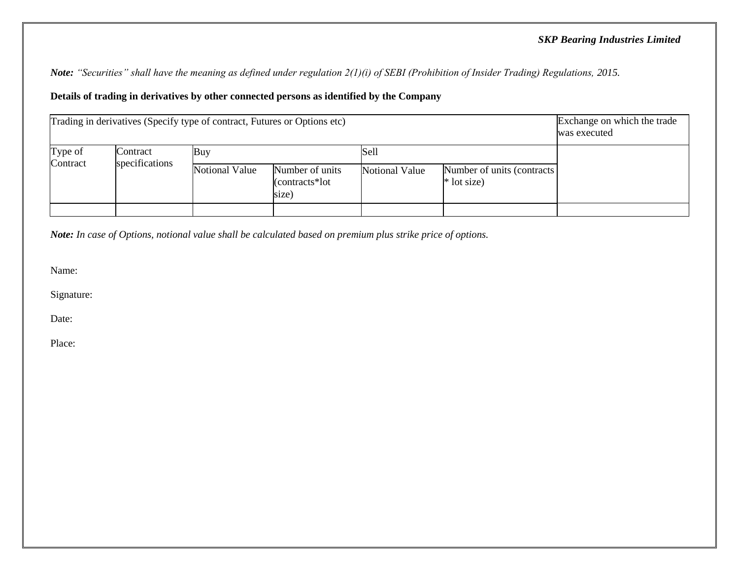*Note: “Securities” shall have the meaning as defined under regulation 2(1)(i) of SEBI (Prohibition of Insider Trading) Regulations, 2015.*

**Details of trading in derivatives by other connected persons as identified by the Company**

| Trading in derivatives (Specify type of contract, Futures or Options etc) | | | | | | Exchange on which the trade was executed |
|---|---|---|---|---|---|---|
| Type of Contract | Contract specifications | Buy | | Sell | | |
| | | Notional Value | Number of units (contracts*lot size) | Notional Value | Number of units (contracts * lot size) | |
| | | | | | | |

***Note:*** *In case of Options, notional value shall be calculated based on premium plus strike price of options.*

Name:

Signature:

Date:

Place: